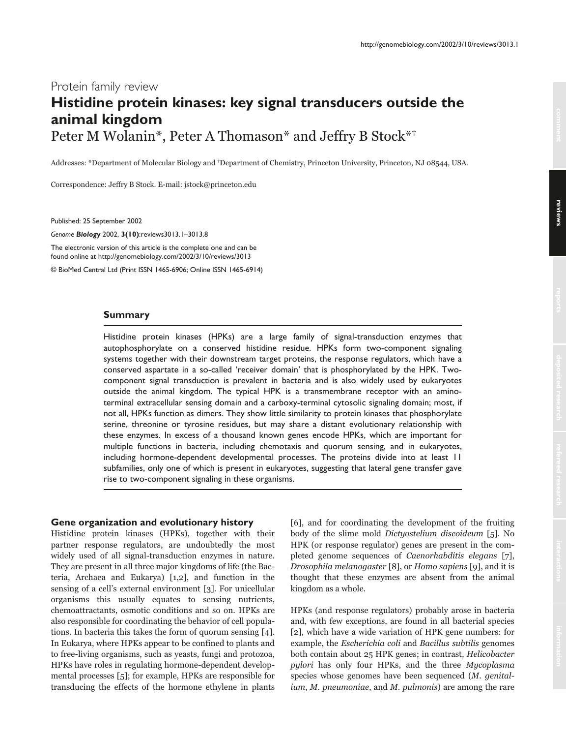Protein family review

# Histidine protein kinases: key signal transducers outside the animal kingdom

Peter M Wolanin*, Peter A Thomason* and Jeffry B Stock*†

Addresses: *Department of Molecular Biology and †Department of Chemistry, Princeton University, Princeton, NJ 08544, USA.

Correspondence: Jeffry B Stock. E-mail: jstock@princeton.edu

Published: 25 September 2002

*Genome* **Biology** 2002, **3(10)**:reviews3013.1–3013.8

The electronic version of this article is the complete one and can be found online at http://genomebiology.com/2002/3/10/reviews/3013

© BioMed Central Ltd (Print ISSN 1465-6906; Online ISSN 1465-6914)

## Summary

Histidine protein kinases (HPKs) are a large family of signal-transduction enzymes that autophosphorylate on a conserved histidine residue. HPKs form two-component signaling systems together with their downstream target proteins, the response regulators, which have a conserved aspartate in a so-called 'receiver domain' that is phosphorylated by the HPK. Two-component signal transduction is prevalent in bacteria and is also widely used by eukaryotes outside the animal kingdom. The typical HPK is a transmembrane receptor with an amino-terminal extracellular sensing domain and a carboxy-terminal cytosolic signaling domain; most, if not all, HPKs function as dimers. They show little similarity to protein kinases that phosphorylate serine, threonine or tyrosine residues, but may share a distant evolutionary relationship with these enzymes. In excess of a thousand known genes encode HPKs, which are important for multiple functions in bacteria, including chemotaxis and quorum sensing, and in eukaryotes, including hormone-dependent developmental processes. The proteins divide into at least 11 subfamilies, only one of which is present in eukaryotes, suggesting that lateral gene transfer gave rise to two-component signaling in these organisms.

## Gene organization and evolutionary history

Histidine protein kinases (HPKs), together with their partner response regulators, are undoubtedly the most widely used of all signal-transduction enzymes in nature. They are present in all three major kingdoms of life (the Bacteria, Archaea and Eukarya) [1,2], and function in the sensing of a cell's external environment [3]. For unicellular organisms this usually equates to sensing nutrients, chemoattractants, osmotic conditions and so on. HPKs are also responsible for coordinating the behavior of cell populations. In bacteria this takes the form of quorum sensing [4]. In Eukarya, where HPKs appear to be confined to plants and to free-living organisms, such as yeasts, fungi and protozoa, HPKs have roles in regulating hormone-dependent developmental processes [5]; for example, HPKs are responsible for transducing the effects of the hormone ethylene in plants [6], and for coordinating the development of the fruiting body of the slime mold *Dictyostelium discoideum* [5]. No HPK (or response regulator) genes are present in the completed genome sequences of *Caenorhabditis elegans* [7], *Drosophila melanogaster* [8], or *Homo sapiens* [9], and it is thought that these enzymes are absent from the animal kingdom as a whole.

HPKs (and response regulators) probably arose in bacteria and, with few exceptions, are found in all bacterial species [2], which have a wide variation of HPK gene numbers: for example, the *Escherichia coli* and *Bacillus subtilis* genomes both contain about 25 HPK genes; in contrast, *Helicobacter pylori* has only four HPKs, and the three *Mycoplasma* species whose genomes have been sequenced (*M. genitalium*, *M. pneumoniae*, and *M. pulmonis*) are among the rare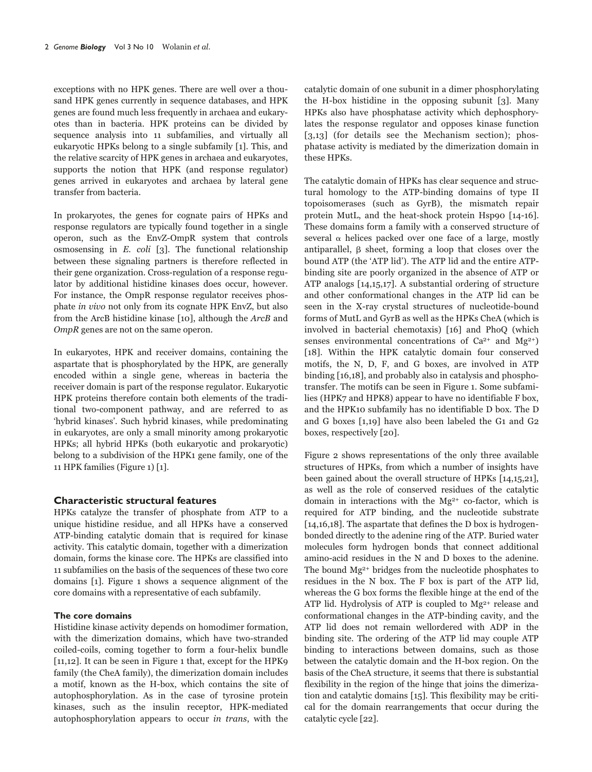exceptions with no HPK genes. There are well over a thousand HPK genes currently in sequence databases, and HPK genes are found much less frequently in archaea and eukaryotes than in bacteria. HPK proteins can be divided by sequence analysis into 11 subfamilies, and virtually all eukaryotic HPKs belong to a single subfamily [1]. This, and the relative scarcity of HPK genes in archaea and eukaryotes, supports the notion that HPK (and response regulator) genes arrived in eukaryotes and archaea by lateral gene transfer from bacteria.

In prokaryotes, the genes for cognate pairs of HPKs and response regulators are typically found together in a single operon, such as the EnvZ-OmpR system that controls osmosensing in *E. coli* [3]. The functional relationship between these signaling partners is therefore reflected in their gene organization. Cross-regulation of a response regulator by additional histidine kinases does occur, however. For instance, the OmpR response regulator receives phosphate *in vivo* not only from its cognate HPK EnvZ, but also from the ArcB histidine kinase [10], although the *ArcB* and *OmpR* genes are not on the same operon.

In eukaryotes, HPK and receiver domains, containing the aspartate that is phosphorylated by the HPK, are generally encoded within a single gene, whereas in bacteria the receiver domain is part of the response regulator. Eukaryotic HPK proteins therefore contain both elements of the traditional two-component pathway, and are referred to as 'hybrid kinases'. Such hybrid kinases, while predominating in eukaryotes, are only a small minority among prokaryotic HPKs; all hybrid HPKs (both eukaryotic and prokaryotic) belong to a subdivision of the HPK1 gene family, one of the 11 HPK families (Figure 1) [1].

## Characteristic structural features

HPKs catalyze the transfer of phosphate from ATP to a unique histidine residue, and all HPKs have a conserved ATP-binding catalytic domain that is required for kinase activity. This catalytic domain, together with a dimerization domain, forms the kinase core. The HPKs are classified into 11 subfamilies on the basis of the sequences of these two core domains [1]. Figure 1 shows a sequence alignment of the core domains with a representative of each subfamily.

### The core domains

Histidine kinase activity depends on homodimer formation, with the dimerization domains, which have two-stranded coiled-coils, coming together to form a four-helix bundle [11,12]. It can be seen in Figure 1 that, except for the HPK9 family (the CheA family), the dimerization domain includes a motif, known as the H-box, which contains the site of autophosphorylation. As in the case of tyrosine protein kinases, such as the insulin receptor, HPK-mediated autophosphorylation appears to occur *in trans*, with the catalytic domain of one subunit in a dimer phosphorylating the H-box histidine in the opposing subunit [3]. Many HPKs also have phosphatase activity which dephosphorylates the response regulator and opposes kinase function [3,13] (for details see the Mechanism section); phosphatase activity is mediated by the dimerization domain in these HPKs.

The catalytic domain of HPKs has clear sequence and structural homology to the ATP-binding domains of type II topoisomerases (such as GyrB), the mismatch repair protein MutL, and the heat-shock protein Hsp90 [14-16]. These domains form a family with a conserved structure of several α helices packed over one face of a large, mostly antiparallel, β sheet, forming a loop that closes over the bound ATP (the 'ATP lid'). The ATP lid and the entire ATP-binding site are poorly organized in the absence of ATP or ATP analogs [14,15,17]. A substantial ordering of structure and other conformational changes in the ATP lid can be seen in the X-ray crystal structures of nucleotide-bound forms of MutL and GyrB as well as the HPKs CheA (which is involved in bacterial chemotaxis) [16] and PhoQ (which senses environmental concentrations of $Ca^{2+}$ and $Mg^{2+}$) [18]. Within the HPK catalytic domain four conserved motifs, the N, D, F, and G boxes, are involved in ATP binding [16,18], and probably also in catalysis and phosphotransfer. The motifs can be seen in Figure 1. Some subfamilies (HPK7 and HPK8) appear to have no identifiable F box, and the HPK10 subfamily has no identifiable D box. The D and G boxes [1,19] have also been labeled the G1 and G2 boxes, respectively [20].

Figure 2 shows representations of the only three available structures of HPKs, from which a number of insights have been gained about the overall structure of HPKs [14,15,21], as well as the role of conserved residues of the catalytic domain in interactions with the $Mg^{2+}$ co-factor, which is required for ATP binding, and the nucleotide substrate [14,16,18]. The aspartate that defines the D box is hydrogen-bonded directly to the adenine ring of the ATP. Buried water molecules form hydrogen bonds that connect additional amino-acid residues in the N and D boxes to the adenine. The bound $Mg^{2+}$ bridges from the nucleotide phosphates to residues in the N box. The F box is part of the ATP lid, whereas the G box forms the flexible hinge at the end of the ATP lid. Hydrolysis of ATP is coupled to $Mg^{2+}$ release and conformational changes in the ATP-binding cavity, and the ATP lid does not remain wellordered with ADP in the binding site. The ordering of the ATP lid may couple ATP binding to interactions between domains, such as those between the catalytic domain and the H-box region. On the basis of the CheA structure, it seems that there is substantial flexibility in the region of the hinge that joins the dimerization and catalytic domains [15]. This flexibility may be critical for the domain rearrangements that occur during the catalytic cycle [22].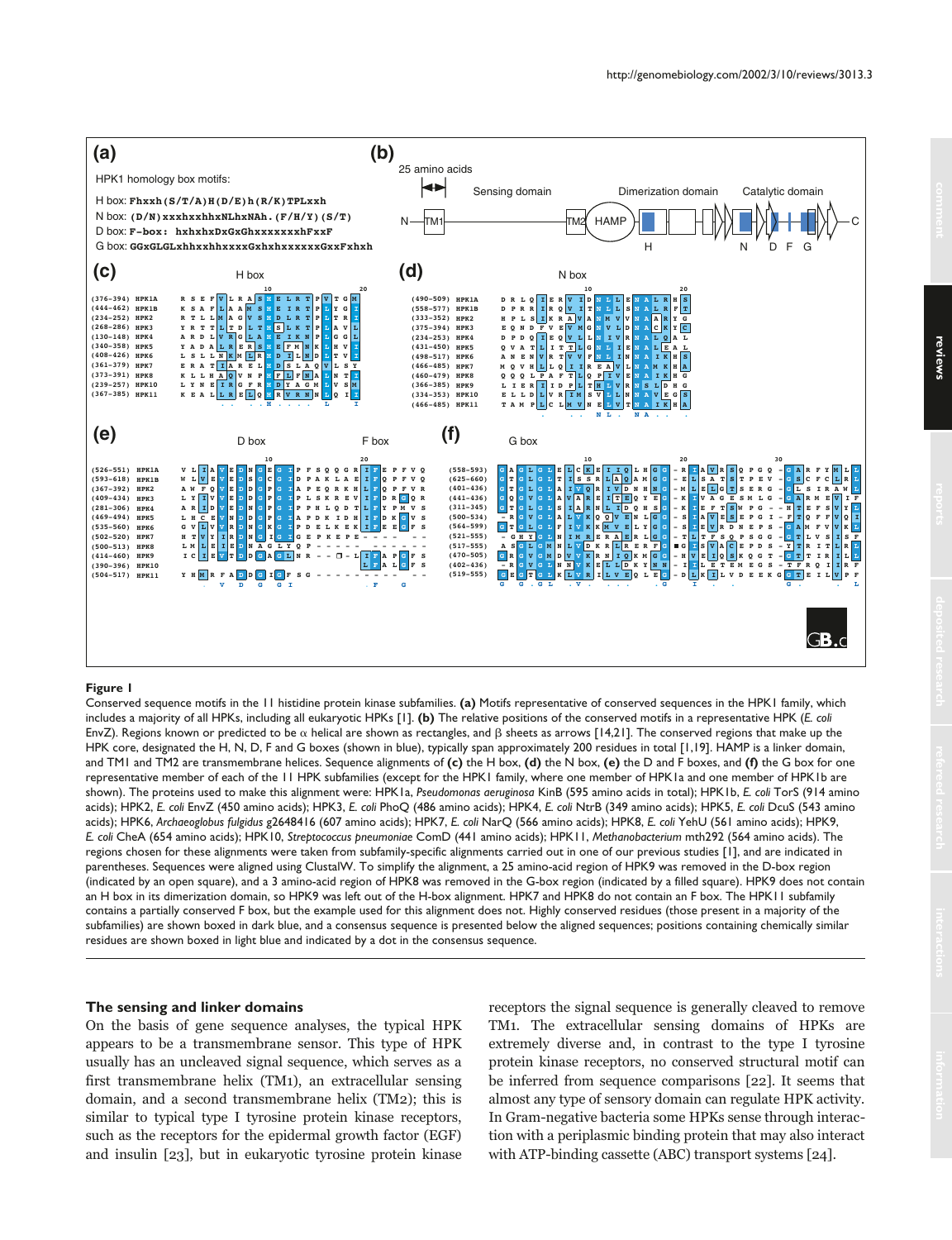**Figure 1**

Conserved sequence motifs in the 11 histidine protein kinase subfamilies. **(a)** Motifs representative of conserved sequences in the HPK1 family, which includes a majority of all HPKs, including all eukaryotic HPKs [1]. **(b)** The relative positions of the conserved motifs in a representative HPK (*E. coli* EnvZ). Regions known or predicted to be α helical are shown as rectangles, and β sheets as arrows [14,21]. The conserved regions that make up the HPK core, designated the H, N, D, F and G boxes (shown in blue), typically span approximately 200 residues in total [1,19]. HAMP is a linker domain, and TM1 and TM2 are transmembrane helices. Sequence alignments of **(c)** the H box, **(d)** the N box, **(e)** the D and F boxes, and **(f)** the G box for one representative member of each of the 11 HPK subfamilies (except for the HPK1 family, where one member of HPK1a and one member of HPK1b are shown). The proteins used to make this alignment were: HPK1a, *Pseudomonas aeruginosa* KinB (595 amino acids in total); HPK1b, *E. coli* TorS (914 amino acids); HPK2, *E. coli* EnvZ (450 amino acids); HPK3, *E. coli* PhoQ (486 amino acids); HPK4, *E. coli* NtrB (349 amino acids); HPK5, *E. coli* DcuS (543 amino acids); HPK6, *Archaeoglobus fulgidus* g2648416 (607 amino acids); HPK7, *E. coli* NarQ (566 amino acids); HPK8, *E. coli* YehU (561 amino acids); HPK9, *E. coli* CheA (654 amino acids); HPK10, *Streptococcus pneumoniae* ComD (441 amino acids); HPK11, *Methanobacterium* mth292 (564 amino acids). The regions chosen for these alignments were taken from subfamily-specific alignments carried out in one of our previous studies [1], and are indicated in parentheses. Sequences were aligned using ClustalW. To simplify the alignment, a 25 amino-acid region of HPK9 was removed in the D-box region (indicated by an open square), and a 3 amino-acid region of HPK8 was removed in the G-box region (indicated by a filled square). HPK9 does not contain an H box in its dimerization domain, so HPK9 was left out of the H-box alignment. HPK7 and HPK8 do not contain an F box. The HPK11 subfamily contains a partially conserved F box, but the example used for this alignment does not. Highly conserved residues (those present in a majority of the subfamilies) are shown boxed in dark blue, and a consensus sequence is presented below the aligned sequences; positions containing chemically similar residues are shown boxed in light blue and indicated by a dot in the consensus sequence.

## The sensing and linker domains

On the basis of gene sequence analyses, the typical HPK appears to be a transmembrane sensor. This type of HPK usually has an uncleaved signal sequence, which serves as a first transmembrane helix (TM1), an extracellular sensing domain, and a second transmembrane helix (TM2); this is similar to typical type I tyrosine protein kinase receptors, such as the receptors for the epidermal growth factor (EGF) and insulin [23], but in eukaryotic tyrosine protein kinase receptors the signal sequence is generally cleaved to remove TM1. The extracellular sensing domains of HPKs are extremely diverse and, in contrast to the type I tyrosine protein kinase receptors, no conserved structural motif can be inferred from sequence comparisons [22]. It seems that almost any type of sensory domain can regulate HPK activity. In Gram-negative bacteria some HPKs sense through interaction with a periplasmic binding protein that may also interact with ATP-binding cassette (ABC) transport systems [24].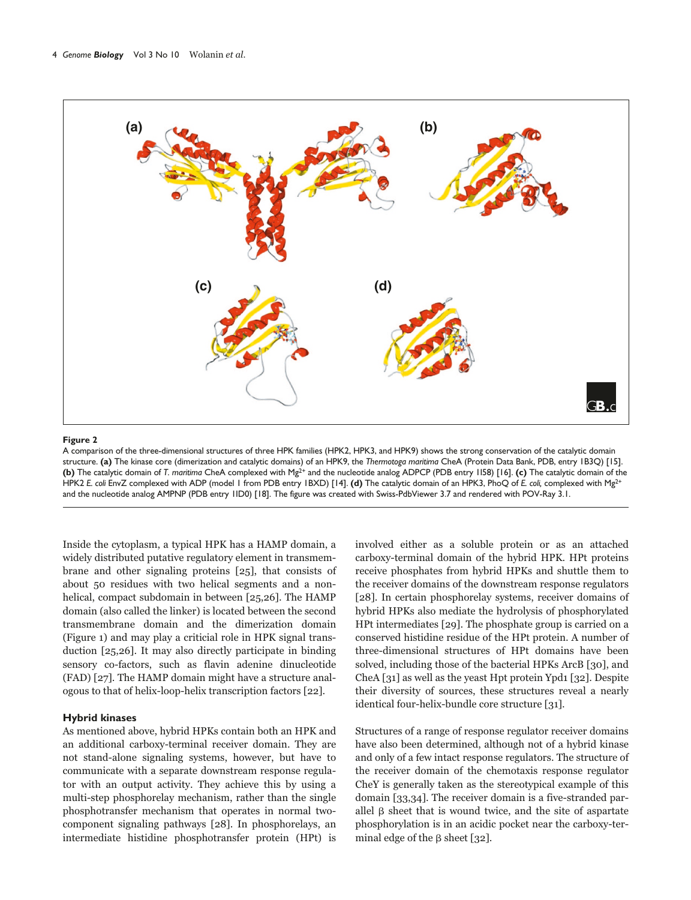**Figure 2**

A comparison of the three-dimensional structures of three HPK families (HPK2, HPK3, and HPK9) shows the strong conservation of the catalytic domain structure. **(a)** The kinase core (dimerization and catalytic domains) of an HPK9, the *Thermotoga maritima* CheA (Protein Data Bank, PDB, entry 1B3Q) [15]. **(b)** The catalytic domain of *T. maritima* CheA complexed with $Mg^{2+}$ and the nucleotide analog ADPCP (PDB entry 1I58) [16]. **(c)** The catalytic domain of the HPK2 *E. coli* EnvZ complexed with ADP (model 1 from PDB entry 1BXD) [14]. **(d)** The catalytic domain of an HPK3, PhoQ of *E. coli,* complexed with $Mg^{2+}$ and the nucleotide analog AMPNP (PDB entry 1ID0) [18]. The figure was created with Swiss-PdbViewer 3.7 and rendered with POV-Ray 3.1.

Inside the cytoplasm, a typical HPK has a HAMP domain, a widely distributed putative regulatory element in transmembrane and other signaling proteins [25], that consists of about 50 residues with two helical segments and a non-helical, compact subdomain in between [25,26]. The HAMP domain (also called the linker) is located between the second transmembrane domain and the dimerization domain (Figure 1) and may play a criticial role in HPK signal transduction [25,26]. It may also directly participate in binding sensory co-factors, such as flavin adenine dinucleotide (FAD) [27]. The HAMP domain might have a structure analogous to that of helix-loop-helix transcription factors [22].

### Hybrid kinases

As mentioned above, hybrid HPKs contain both an HPK and an additional carboxy-terminal receiver domain. They are not stand-alone signaling systems, however, but have to communicate with a separate downstream response regulator with an output activity. They achieve this by using a multi-step phosphorelay mechanism, rather than the single phosphotransfer mechanism that operates in normal two-component signaling pathways [28]. In phosphorelays, an intermediate histidine phosphotransfer protein (HPt) is involved either as a soluble protein or as an attached carboxy-terminal domain of the hybrid HPK. HPt proteins receive phosphates from hybrid HPKs and shuttle them to the receiver domains of the downstream response regulators [28]. In certain phosphorelay systems, receiver domains of hybrid HPKs also mediate the hydrolysis of phosphorylated HPt intermediates [29]. The phosphate group is carried on a conserved histidine residue of the HPt protein. A number of three-dimensional structures of HPt domains have been solved, including those of the bacterial HPKs ArcB [30], and CheA [31] as well as the yeast Hpt protein Ypd1 [32]. Despite their diversity of sources, these structures reveal a nearly identical four-helix-bundle core structure [31].

Structures of a range of response regulator receiver domains have also been determined, although not of a hybrid kinase and only of a few intact response regulators. The structure of the receiver domain of the chemotaxis response regulator CheY is generally taken as the stereotypical example of this domain [33,34]. The receiver domain is a five-stranded parallel β sheet that is wound twice, and the site of aspartate phosphorylation is in an acidic pocket near the carboxy-terminal edge of the β sheet [32].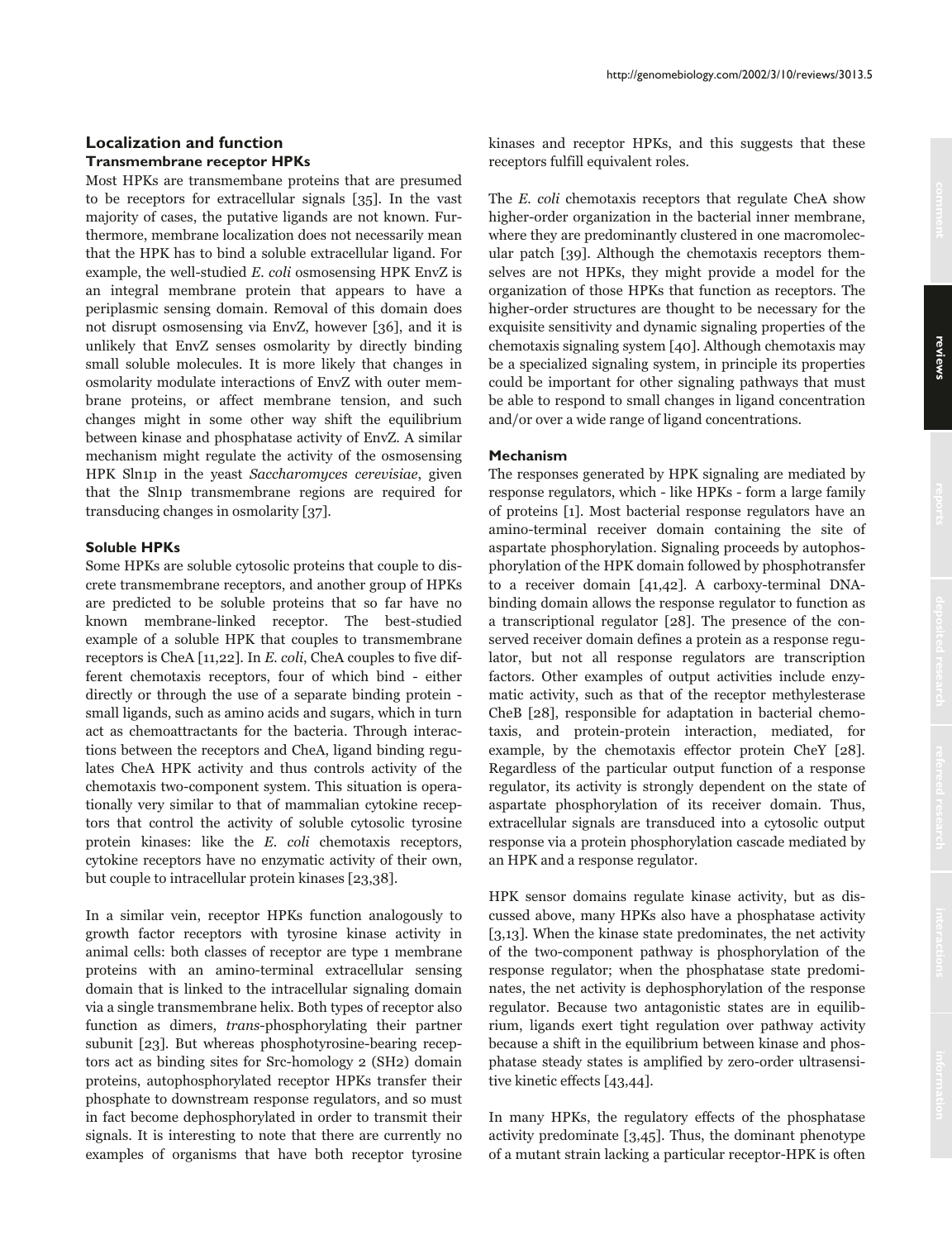## Localization and function

### Transmembrane receptor HPKs

Most HPKs are transmembane proteins that are presumed to be receptors for extracellular signals [35]. In the vast majority of cases, the putative ligands are not known. Furthermore, membrane localization does not necessarily mean that the HPK has to bind a soluble extracellular ligand. For example, the well-studied *E. coli* osmosensing HPK EnvZ is an integral membrane protein that appears to have a periplasmic sensing domain. Removal of this domain does not disrupt osmosensing via EnvZ, however [36], and it is unlikely that EnvZ senses osmolarity by directly binding small soluble molecules. It is more likely that changes in osmolarity modulate interactions of EnvZ with outer membrane proteins, or affect membrane tension, and such changes might in some other way shift the equilibrium between kinase and phosphatase activity of EnvZ. A similar mechanism might regulate the activity of the osmosensing HPK Sln1p in the yeast *Saccharomyces cerevisiae*, given that the Sln1p transmembrane regions are required for transducing changes in osmolarity [37].

### Soluble HPKs

Some HPKs are soluble cytosolic proteins that couple to discrete transmembrane receptors, and another group of HPKs are predicted to be soluble proteins that so far have no known membrane-linked receptor. The best-studied example of a soluble HPK that couples to transmembrane receptors is CheA [11,22]. In *E. coli*, CheA couples to five different chemotaxis receptors, four of which bind - either directly or through the use of a separate binding protein - small ligands, such as amino acids and sugars, which in turn act as chemoattractants for the bacteria. Through interactions between the receptors and CheA, ligand binding regulates CheA HPK activity and thus controls activity of the chemotaxis two-component system. This situation is operationally very similar to that of mammalian cytokine receptors that control the activity of soluble cytosolic tyrosine protein kinases: like the *E. coli* chemotaxis receptors, cytokine receptors have no enzymatic activity of their own, but couple to intracellular protein kinases [23,38].

In a similar vein, receptor HPKs function analogously to growth factor receptors with tyrosine kinase activity in animal cells: both classes of receptor are type 1 membrane proteins with an amino-terminal extracellular sensing domain that is linked to the intracellular signaling domain via a single transmembrane helix. Both types of receptor also function as dimers, *trans*-phosphorylating their partner subunit [23]. But whereas phosphotyrosine-bearing receptors act as binding sites for Src-homology 2 (SH2) domain proteins, autophosphorylated receptor HPKs transfer their phosphate to downstream response regulators, and so must in fact become dephosphorylated in order to transmit their signals. It is interesting to note that there are currently no examples of organisms that have both receptor tyrosine kinases and receptor HPKs, and this suggests that these receptors fulfill equivalent roles.

The *E. coli* chemotaxis receptors that regulate CheA show higher-order organization in the bacterial inner membrane, where they are predominantly clustered in one macromolecular patch [39]. Although the chemotaxis receptors themselves are not HPKs, they might provide a model for the organization of those HPKs that function as receptors. The higher-order structures are thought to be necessary for the exquisite sensitivity and dynamic signaling properties of the chemotaxis signaling system [40]. Although chemotaxis may be a specialized signaling system, in principle its properties could be important for other signaling pathways that must be able to respond to small changes in ligand concentration and/or over a wide range of ligand concentrations.

### Mechanism

The responses generated by HPK signaling are mediated by response regulators, which - like HPKs - form a large family of proteins [1]. Most bacterial response regulators have an amino-terminal receiver domain containing the site of aspartate phosphorylation. Signaling proceeds by autophosphorylation of the HPK domain followed by phosphotransfer to a receiver domain [41,42]. A carboxy-terminal DNA-binding domain allows the response regulator to function as a transcriptional regulator [28]. The presence of the conserved receiver domain defines a protein as a response regulator, but not all response regulators are transcription factors. Other examples of output activities include enzymatic activity, such as that of the receptor methylesterase CheB [28], responsible for adaptation in bacterial chemotaxis, and protein-protein interaction, mediated, for example, by the chemotaxis effector protein CheY [28]. Regardless of the particular output function of a response regulator, its activity is strongly dependent on the state of aspartate phosphorylation of its receiver domain. Thus, extracellular signals are transduced into a cytosolic output response via a protein phosphorylation cascade mediated by an HPK and a response regulator.

HPK sensor domains regulate kinase activity, but as discussed above, many HPKs also have a phosphatase activity [3,13]. When the kinase state predominates, the net activity of the two-component pathway is phosphorylation of the response regulator; when the phosphatase state predominates, the net activity is dephosphorylation of the response regulator. Because two antagonistic states are in equilibrium, ligands exert tight regulation over pathway activity because a shift in the equilibrium between kinase and phosphatase steady states is amplified by zero-order ultrasensitive kinetic effects [43,44].

In many HPKs, the regulatory effects of the phosphatase activity predominate [3,45]. Thus, the dominant phenotype of a mutant strain lacking a particular receptor-HPK is often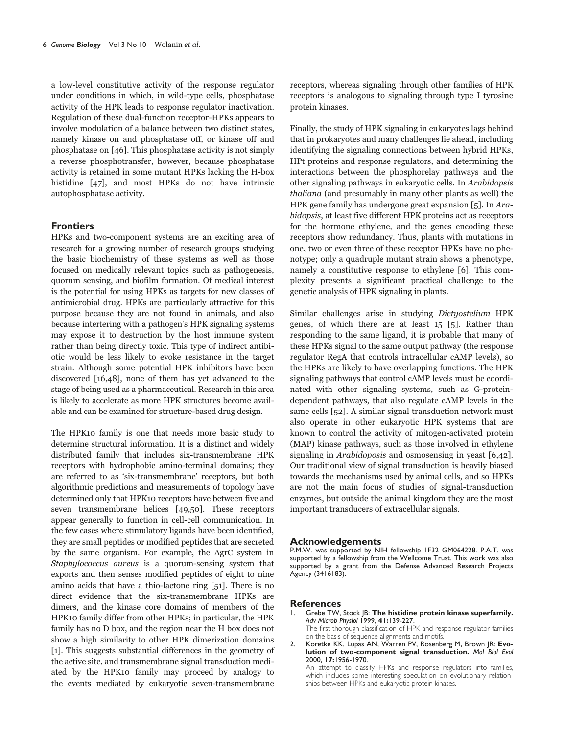a low-level constitutive activity of the response regulator under conditions in which, in wild-type cells, phosphatase activity of the HPK leads to response regulator inactivation. Regulation of these dual-function receptor-HPKs appears to involve modulation of a balance between two distinct states, namely kinase on and phosphatase off, or kinase off and phosphatase on [46]. This phosphatase activity is not simply a reverse phosphotransfer, however, because phosphatase activity is retained in some mutant HPKs lacking the H-box histidine [47], and most HPKs do not have intrinsic autophosphatase activity.

## Frontiers

HPKs and two-component systems are an exciting area of research for a growing number of research groups studying the basic biochemistry of these systems as well as those focused on medically relevant topics such as pathogenesis, quorum sensing, and biofilm formation. Of medical interest is the potential for using HPKs as targets for new classes of antimicrobial drug. HPKs are particularly attractive for this purpose because they are not found in animals, and also because interfering with a pathogen's HPK signaling systems may expose it to destruction by the host immune system rather than being directly toxic. This type of indirect antibiotic would be less likely to evoke resistance in the target strain. Although some potential HPK inhibitors have been discovered [16,48], none of them has yet advanced to the stage of being used as a pharmaceutical. Research in this area is likely to accelerate as more HPK structures become available and can be examined for structure-based drug design.

The HPK10 family is one that needs more basic study to determine structural information. It is a distinct and widely distributed family that includes six-transmembrane HPK receptors with hydrophobic amino-terminal domains; they are referred to as 'six-transmembrane' receptors, but both algorithmic predictions and measurements of topology have determined only that HPK10 receptors have between five and seven transmembrane helices [49,50]. These receptors appear generally to function in cell-cell communication. In the few cases where stimulatory ligands have been identified, they are small peptides or modified peptides that are secreted by the same organism. For example, the AgrC system in *Staphylococcus aureus* is a quorum-sensing system that exports and then senses modified peptides of eight to nine amino acids that have a thio-lactone ring [51]. There is no direct evidence that the six-transmembrane HPKs are dimers, and the kinase core domains of members of the HPK10 family differ from other HPKs; in particular, the HPK family has no D box, and the region near the H box does not show a high similarity to other HPK dimerization domains [1]. This suggests substantial differences in the geometry of the active site, and transmembrane signal transduction mediated by the HPK10 family may proceed by analogy to the events mediated by eukaryotic seven-transmembrane receptors, whereas signaling through other families of HPK receptors is analogous to signaling through type I tyrosine protein kinases.

Finally, the study of HPK signaling in eukaryotes lags behind that in prokaryotes and many challenges lie ahead, including identifying the signaling connections between hybrid HPKs, HPt proteins and response regulators, and determining the interactions between the phosphorelay pathways and the other signaling pathways in eukaryotic cells. In *Arabidopsis thaliana* (and presumably in many other plants as well) the HPK gene family has undergone great expansion [5]. In *Arabidopsis*, at least five different HPK proteins act as receptors for the hormone ethylene, and the genes encoding these receptors show redundancy. Thus, plants with mutations in one, two or even three of these receptor HPKs have no phenotype; only a quadruple mutant strain shows a phenotype, namely a constitutive response to ethylene [6]. This complexity presents a significant practical challenge to the genetic analysis of HPK signaling in plants.

Similar challenges arise in studying *Dictyostelium* HPK genes, of which there are at least 15 [5]. Rather than responding to the same ligand, it is probable that many of these HPKs signal to the same output pathway (the response regulator RegA that controls intracellular cAMP levels), so the HPKs are likely to have overlapping functions. The HPK signaling pathways that control cAMP levels must be coordinated with other signaling systems, such as G-protein-dependent pathways, that also regulate cAMP levels in the same cells [52]. A similar signal transduction network must also operate in other eukaryotic HPK systems that are known to control the activity of mitogen-activated protein (MAP) kinase pathways, such as those involved in ethylene signaling in *Arabidoposis* and osmosensing in yeast [6,42]. Our traditional view of signal transduction is heavily biased towards the mechanisms used by animal cells, and so HPKs are not the main focus of studies of signal-transduction enzymes, but outside the animal kingdom they are the most important transducers of extracellular signals.

## Acknowledgements

P.M.W. was supported by NIH fellowship 1F32 GM064228. P.A.T. was supported by a fellowship from the Wellcome Trust. This work was also supported by a grant from the Defense Advanced Research Projects Agency (3416183).

## References

1. Grebe TW, Stock JB: **The histidine protein kinase superfamily.** *Adv Microb Physiol* 1999, **41:**139-227.
   The first thorough classification of HPK and response regulator families on the basis of sequence alignments and motifs.
2. Koretke KK, Lupas AN, Warren PV, Rosenberg M, Brown JR: **Evolution of two-component signal transduction.** *Mol Biol Evol* 2000, **17:**1956-1970.
   An attempt to classify HPKs and response regulators into families, which includes some interesting speculation on evolutionary relationships between HPKs and eukaryotic protein kinases.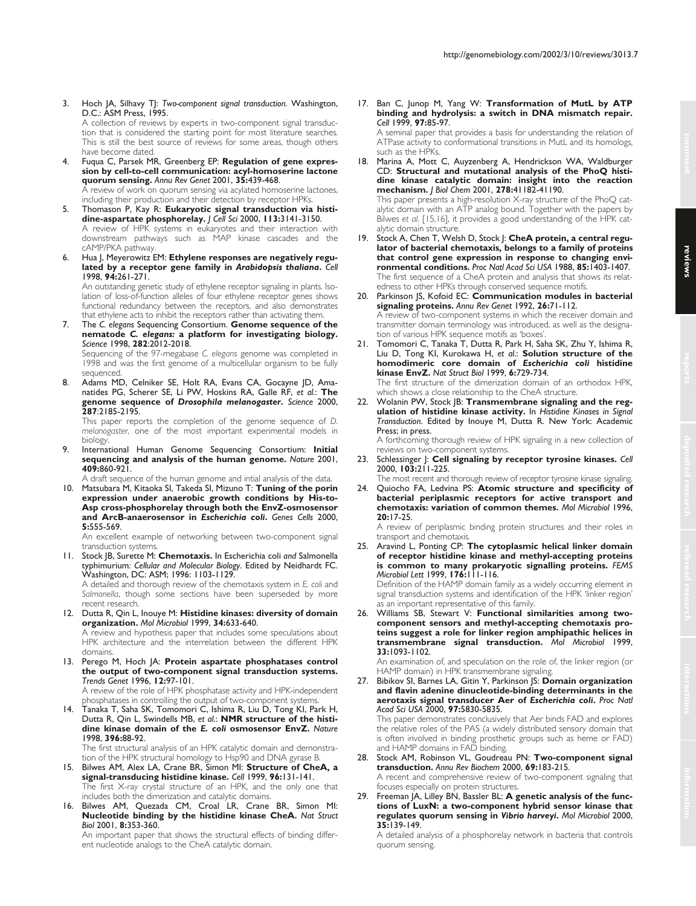3. Hoch JA, Silhavy TJ: *Two-component signal transduction.* Washington, D.C.: ASM Press, 1995.
   A collection of reviews by experts in two-component signal transduction that is considered the starting point for most literature searches. This is still the best source of reviews for some areas, though others have become dated.
4. Fuqua C, Parsek MR, Greenberg EP: **Regulation of gene expression by cell-to-cell communication: acyl-homoserine lactone quorum sensing.** *Annu Rev Genet* 2001, **35:**439-468.
   A review of work on quorum sensing via acylated homoserine lactones, including their production and their detection by receptor HPKs.
5. Thomason P, Kay R: **Eukaryotic signal transduction via histidine-aspartate phosphorelay.** *J Cell Sci* 2000, **113:**3141-3150.
   A review of HPK systems in eukaryotes and their interaction with downstream pathways such as MAP kinase cascades and the cAMP/PKA pathway.
6. Hua J, Meyerowitz EM: **Ethylene responses are negatively regulated by a receptor gene family in *Arabidopsis thaliana*.** *Cell* 1998, **94:**261-271.
   An outstanding genetic study of ethylene receptor signaling in plants. Isolation of loss-of-function alleles of four ethylene receptor genes shows functional redundancy between the receptors, and also demonstrates that ethylene acts to inhibit the receptors rather than activating them.
7. The *C. elegans* Sequencing Consortium. **Genome sequence of the nematode *C. elegans:* a platform for investigating biology.** *Science* 1998, **282**:2012-2018.
   Sequencing of the 97-megabase *C. elegans* genome was completed in 1998 and was the first genome of a multicellular organism to be fully sequenced.
8. Adams MD, Celniker SE, Holt RA, Evans CA, Gocayne JD, Amanatides PG, Scherer SE, Li PW, Hoskins RA, Galle RF, *et al.*: **The genome sequence of *Drosophila melanogaster*.** *Science* 2000, **287**:2185-2195.
   This paper reports the completion of the genome sequence of *D. melanogaster*, one of the most important experimental models in biology.
9. International Human Genome Sequencing Consortium: **Initial sequencing and analysis of the human genome.** *Nature* 2001, **409:**860-921.
   A draft sequence of the human genome and intial analysis of the data.
10. Matsubara M, Kitaoka SI, Takeda SI, Mizuno T: **Tuning of the porin expression under anaerobic growth conditions by His-to-Asp cross-phosphorelay through both the EnvZ-osmosensor and ArcB-anaerosensor in *Escherichia coli*.** *Genes Cells* 2000, **5:**555-569.
    An excellent example of networking between two-component signal transduction systems.
11. Stock JB, Surette M: **Chemotaxis.** In Escherichia coli *and* Salmonella typhimurium*: Cellular and Molecular Biology*. Edited by Neidhardt FC. Washington, DC: ASM; 1996: 1103-1129.
    A detailed and thorough review of the chemotaxis system in *E. coli* and *Salmonella*, though some sections have been superseded by more recent research.
12. Dutta R, Qin L, Inouye M: **Histidine kinases: diversity of domain organization.** *Mol Microbiol* 1999, **34:**633-640.
    A review and hypothesis paper that includes some speculations about HPK architecture and the interrelation between the different HPK domains.
13. Perego M, Hoch JA: **Protein aspartate phosphatases control the output of two-component signal transduction systems.** *Trends Genet* 1996, **12:**97-101.
    A review of the role of HPK phosphatase activity and HPK-independent phosphatases in controlling the output of two-component systems.
14. Tanaka T, Saha SK, Tomomori C, Ishima R, Liu D, Tong KI, Park H, Dutta R, Qin L, Swindells MB, *et al.*: **NMR structure of the histidine kinase domain of the *E. coli* osmosensor EnvZ.** *Nature* 1998, **396:**88-92.
    The first structural analysis of an HPK catalytic domain and demonstration of the HPK structural homology to Hsp90 and DNA gyrase B.
15. Bilwes AM, Alex LA, Crane BR, Simon MI: **Structure of CheA, a signal-transducing histidine kinase.** *Cell* 1999, **96:**131-141.
    The first X-ray crystal structure of an HPK, and the only one that includes both the dimerization and catalytic domains.
16. Bilwes AM, Quezada CM, Croal LR, Crane BR, Simon MI: **Nucleotide binding by the histidine kinase CheA.** *Nat Struct Biol* 2001, **8:**353-360.
    An important paper that shows the structural effects of binding different nucleotide analogs to the CheA catalytic domain.
17. Ban C, Junop M, Yang W: **Transformation of MutL by ATP binding and hydrolysis: a switch in DNA mismatch repair.** *Cell* 1999, **97:**85-97.
    A seminal paper that provides a basis for understanding the relation of ATPase activity to conformational transitions in MutL and its homologs, such as the HPKs.
18. Marina A, Mott C, Auyzenberg A, Hendrickson WA, Waldburger CD: **Structural and mutational analysis of the PhoQ histidine kinase catalytic domain: insight into the reaction mechanism.** *J Biol Chem* 2001, **278:**41182-41190.
    This paper presents a high-resolution X-ray structure of the PhoQ catalytic domain with an ATP analog bound. Together with the papers by Bilwes *et al.* [15,16], it provides a good understanding of the HPK catalytic domain structure.
19. Stock A, Chen T, Welsh D, Stock J: **CheA protein, a central regulator of bacterial chemotaxis, belongs to a family of proteins that control gene expression in response to changing environmental conditions.** *Proc Natl Acad Sci USA* 1988, **85:**1403-1407.
    The first sequence of a CheA protein and analysis that shows its relatedness to other HPKs through conserved sequence motifs.
20. Parkinson JS, Kofoid EC: **Communication modules in bacterial signaling proteins.** *Annu Rev Genet* 1992, **26:**71-112.
    A review of two-component systems in which the receiver domain and transmitter domain terminology was introduced, as well as the designation of various HPK sequence motifs as 'boxes'.
21. Tomomori C, Tanaka T, Dutta R, Park H, Saha SK, Zhu Y, Ishima R, Liu D, Tong KI, Kurokawa H, *et al.*: **Solution structure of the homodimeric core domain of *Escherichia coli* histidine kinase EnvZ.** *Nat Struct Biol* 1999, **6:**729-734.
    The first structure of the dimerization domain of an orthodox HPK, which shows a close relationship to the CheA structure.
22. Wolanin PW, Stock JB: **Transmembrane signaling and the regulation of histidine kinase activity.** In *Histidine Kinases in Signal Transduction*. Edited by Inouye M, Dutta R. New York: Academic Press; in press.
    A forthcoming thorough review of HPK signaling in a new collection of reviews on two-component systems.
23. Schlessinger J: **Cell signaling by receptor tyrosine kinases.** *Cell* 2000, **103:**211-225.
    The most recent and thorough review of receptor tyrosine kinase signaling.
24. Quiocho FA, Ledvina PS: **Atomic structure and specificity of bacterial periplasmic receptors for active transport and chemotaxis: variation of common themes.** *Mol Microbiol* 1996, **20:**17-25.
    A review of periplasmic binding protein structures and their roles in transport and chemotaxis.
25. Aravind L, Ponting CP: **The cytoplasmic helical linker domain of receptor histidine kinase and methyl-accepting proteins is common to many prokaryotic signalling proteins.** *FEMS Microbiol Lett* 1999, **176:**111-116.
    Definition of the HAMP domain family as a widely occurring element in signal transduction systems and identification of the HPK 'linker region' as an important representative of this family.
26. Williams SB, Stewart V: **Functional similarities among two-component sensors and methyl-accepting chemotaxis proteins suggest a role for linker region amphipathic helices in transmembrane signal transduction.** *Mol Microbiol* 1999, **33:**1093-1102.
    An examination of, and speculation on the role of, the linker region (or HAMP domain) in HPK transmembrane signaling.
27. Bibikov SI, Barnes LA, Gitin Y, Parkinson JS: **Domain organization and flavin adenine dinucleotide-binding determinants in the aerotaxis signal transducer Aer of *Escherichia coli*.** *Proc Natl Acad Sci USA* 2000, **97:**5830-5835.
    This paper demonstrates conclusively that Aer binds FAD and explores the relative roles of the PAS (a widely distributed sensory domain that is often involved in binding prosthetic groups such as heme or FAD) and HAMP domains in FAD binding.
28. Stock AM, Robinson VL, Goudreau PN: **Two-component signal transduction.** *Annu Rev Biochem* 2000, **69:**183-215.
    A recent and comprehensive review of two-component signaling that focuses especially on protein structures.
29. Freeman JA, Lilley BN, Bassler BL: **A genetic analysis of the functions of LuxN: a two-component hybrid sensor kinase that regulates quorum sensing in *Vibrio harveyi*.** *Mol Microbiol* 2000, **35:**139-149.
    A detailed analysis of a phosphorelay network in bacteria that controls quorum sensing.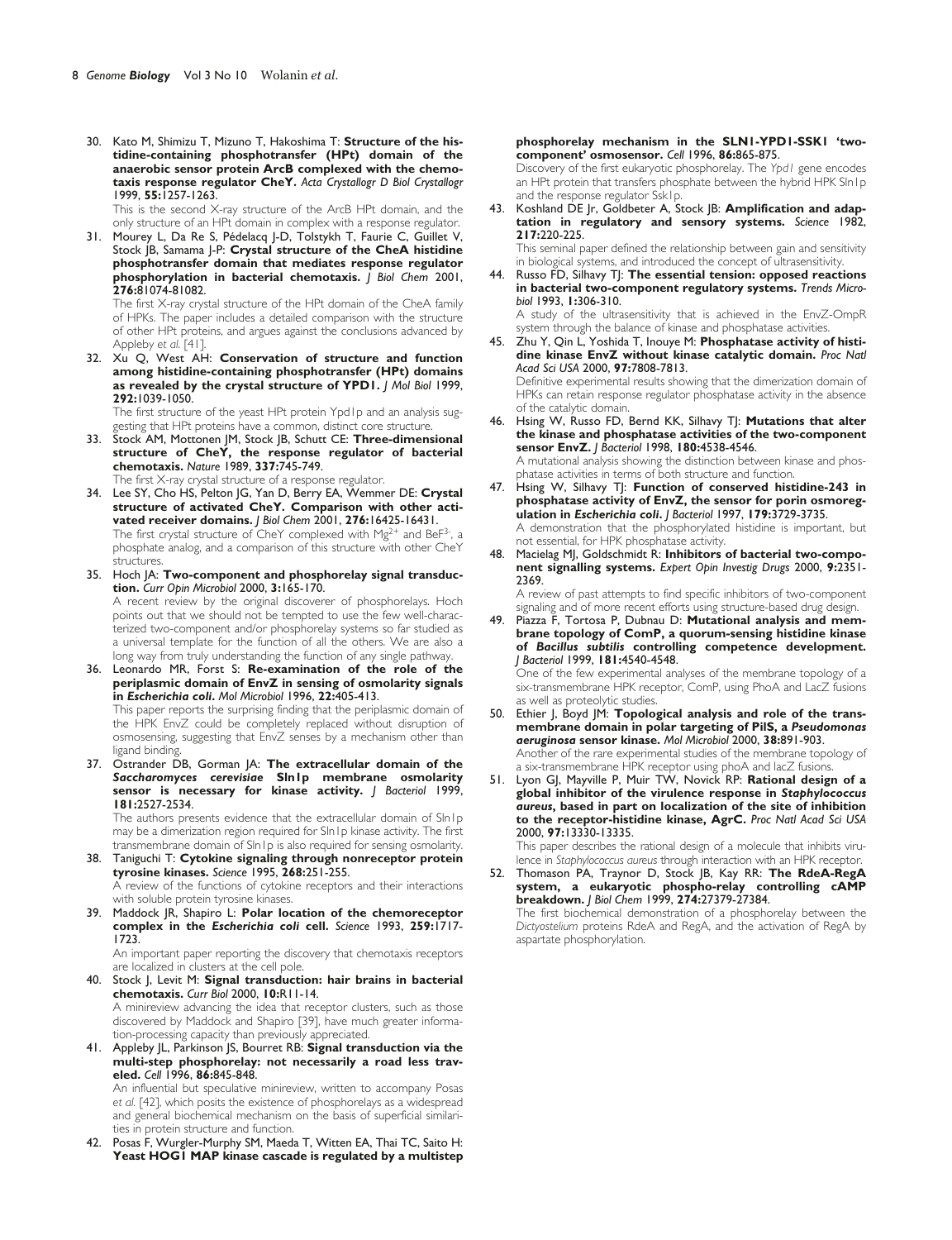30. Kato M, Shimizu T, Mizuno T, Hakoshima T: **Structure of the histidine-containing phosphotransfer (HPt) domain of the anaerobic sensor protein ArcB complexed with the chemotaxis response regulator CheY.** *Acta Crystallogr D Biol Crystallogr* 1999, **55:**1257-1263.
   This is the second X-ray structure of the ArcB HPt domain, and the only structure of an HPt domain in complex with a response regulator.
31. Mourey L, Da Re S, Pédelacq J-D, Tolstykh T, Faurie C, Guillet V, Stock JB, Samama J-P: **Crystal structure of the CheA histidine phosphotransfer domain that mediates response regulator phosphorylation in bacterial chemotaxis.** *J Biol Chem* 2001, **276:**81074-81082.
   The first X-ray crystal structure of the HPt domain of the CheA family of HPKs. The paper includes a detailed comparison with the structure of other HPt proteins, and argues against the conclusions advanced by Appleby *et al*. [41].
32. Xu Q, West AH: **Conservation of structure and function among histidine-containing phosphotransfer (HPt) domains as revealed by the crystal structure of YPD1.** *J Mol Biol* 1999, **292:**1039-1050.
   The first structure of the yeast HPt protein Ypd1p and an analysis suggesting that HPt proteins have a common, distinct core structure.
33. Stock AM, Mottonen JM, Stock JB, Schutt CE: **Three-dimensional structure of CheY, the response regulator of bacterial chemotaxis.** *Nature* 1989, **337:**745-749.
   The first X-ray crystal structure of a response regulator.
34. Lee SY, Cho HS, Pelton JG, Yan D, Berry EA, Wemmer DE: **Crystal structure of activated CheY. Comparison with other activated receiver domains.** *J Biol Chem* 2001, **276:**16425-16431.
   The first crystal structure of CheY complexed with $Mg^{2+}$ and $BeF^{3-}$, a phosphate analog, and a comparison of this structure with other CheY structures.
35. Hoch JA: **Two-component and phosphorelay signal transduction.** *Curr Opin Microbiol* 2000, **3:**165-170.
   A recent review by the original discoverer of phosphorelays. Hoch points out that we should not be tempted to use the few well-characterized two-component and/or phosphorelay systems so far studied as a universal template for the function of all the others. We are also a long way from truly understanding the function of any single pathway.
36. Leonardo MR, Forst S: **Re-examination of the role of the periplasmic domain of EnvZ in sensing of osmolarity signals in *Escherichia coli*.** *Mol Microbiol* 1996, **22:**405-413.
   This paper reports the surprising finding that the periplasmic domain of the HPK EnvZ could be completely replaced without disruption of osmosensing, suggesting that EnvZ senses by a mechanism other than ligand binding.
37. Ostrander DB, Gorman JA: **The extracellular domain of the *Saccharomyces cerevisiae* Sln1p membrane osmolarity sensor is necessary for kinase activity.** *J Bacteriol* 1999, **181:**2527-2534.
   The authors presents evidence that the extracellular domain of Sln1p may be a dimerization region required for Sln1p kinase activity. The first transmembrane domain of Sln1p is also required for sensing osmolarity.
38. Taniguchi T: **Cytokine signaling through nonreceptor protein tyrosine kinases.** *Science* 1995, **268:**251-255.
   A review of the functions of cytokine receptors and their interactions with soluble protein tyrosine kinases.
39. Maddock JR, Shapiro L: **Polar location of the chemoreceptor complex in the *Escherichia coli* cell.** *Science* 1993, **259:**1717-1723.
   An important paper reporting the discovery that chemotaxis receptors are localized in clusters at the cell pole.
40. Stock J, Levit M: **Signal transduction: hair brains in bacterial chemotaxis.** *Curr Biol* 2000, **10:**R11-14.
   A minireview advancing the idea that receptor clusters, such as those discovered by Maddock and Shapiro [39], have much greater information-processing capacity than previously appreciated.
41. Appleby JL, Parkinson JS, Bourret RB: **Signal transduction via the multi-step phosphorelay: not necessarily a road less traveled.** *Cell* 1996, **86:**845-848.
   An influential but speculative minireview, written to accompany Posas *et al*. [42], which posits the existence of phosphorelays as a widespread and general biochemical mechanism on the basis of superficial similarities in protein structure and function.
42. Posas F, Wurgler-Murphy SM, Maeda T, Witten EA, Thai TC, Saito H: **Yeast HOG1 MAP kinase cascade is regulated by a multistep phosphorelay mechanism in the SLN1-YPD1-SSK1 'two-component' osmosensor.** *Cell* 1996, **86:**865-875.
   Discovery of the first eukaryotic phosphorelay. The *Ypd1* gene encodes an HPt protein that transfers phosphate between the hybrid HPK Sln1p and the response regulator Ssk1p.
43. Koshland DE Jr, Goldbeter A, Stock JB: **Amplification and adaptation in regulatory and sensory systems.** *Science* 1982, **217:**220-225.
   This seminal paper defined the relationship between gain and sensitivity in biological systems, and introduced the concept of ultrasensitivity.
44. Russo FD, Silhavy TJ: **The essential tension: opposed reactions in bacterial two-component regulatory systems.** *Trends Microbiol* 1993, **1:**306-310.
   A study of the ultrasensitivity that is achieved in the EnvZ-OmpR system through the balance of kinase and phosphatase activities.
45. Zhu Y, Qin L, Yoshida T, Inouye M: **Phosphatase activity of histidine kinase EnvZ without kinase catalytic domain.** *Proc Natl Acad Sci USA* 2000, **97:**7808-7813.
   Definitive experimental results showing that the dimerization domain of HPKs can retain response regulator phosphatase activity in the absence of the catalytic domain.
46. Hsing W, Russo FD, Bernd KK, Silhavy TJ: **Mutations that alter the kinase and phosphatase activities of the two-component sensor EnvZ.** *J Bacteriol* 1998, **180:**4538-4546.
   A mutational analysis showing the distinction between kinase and phosphatase activities in terms of both structure and function.
47. Hsing W, Silhavy TJ: **Function of conserved histidine-243 in phosphatase activity of EnvZ, the sensor for porin osmoregulation in *Escherichia coli*.** *J Bacteriol* 1997, **179:**3729-3735.
   A demonstration that the phosphorylated histidine is important, but not essential, for HPK phosphatase activity.
48. Macielag MJ, Goldschmidt R: **Inhibitors of bacterial two-component signalling systems.** *Expert Opin Investig Drugs* 2000, **9:**2351-2369.
   A review of past attempts to find specific inhibitors of two-component signaling and of more recent efforts using structure-based drug design.
49. Piazza F, Tortosa P, Dubnau D: **Mutational analysis and membrane topology of ComP, a quorum-sensing histidine kinase of *Bacillus subtilis* controlling competence development.** *J Bacteriol* 1999, **181:**4540-4548.
   One of the few experimental analyses of the membrane topology of a six-transmembrane HPK receptor, ComP, using PhoA and LacZ fusions as well as proteolytic studies.
50. Ethier J, Boyd JM: **Topological analysis and role of the transmembrane domain in polar targeting of PilS, a *Pseudomonas aeruginosa* sensor kinase.** *Mol Microbiol* 2000, **38:**891-903.
   Another of the rare experimental studies of the membrane topology of a six-transmembrane HPK receptor using phoA and lacZ fusions.
51. Lyon GJ, Mayville P, Muir TW, Novick RP: **Rational design of a global inhibitor of the virulence response in *Staphylococcus aureus*, based in part on localization of the site of inhibition to the receptor-histidine kinase, AgrC.** *Proc Natl Acad Sci USA* 2000, **97:**13330-13335.
   This paper describes the rational design of a molecule that inhibits virulence in *Staphylococcus aureus* through interaction with an HPK receptor.
52. Thomason PA, Traynor D, Stock JB, Kay RR: **The RdeA-RegA system, a eukaryotic phospho-relay controlling cAMP breakdown.** *J Biol Chem* 1999, **274:**27379-27384.
   The first biochemical demonstration of a phosphorelay between the *Dictyostelium* proteins RdeA and RegA, and the activation of RegA by aspartate phosphorylation.